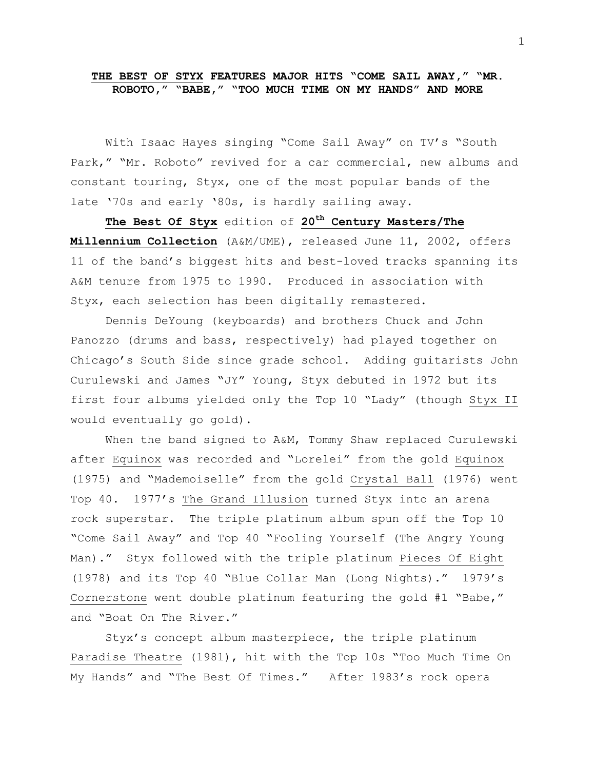**<u>THE BEST OF STYX</u> FEATURES MAJOR HITS "COME SAIL AWAY," "MR. ROBOTO," "BABE," "TOO MUCH TIME ON MY HANDS" AND MORE**

With Isaac Hayes singing "Come Sail Away" on TV's "South Park," "Mr. Roboto" revived for a car commercial, new albums and constant touring, Styx, one of the most popular bands of the late '70s and early '80s, is hardly sailing away.

**<u>The Best Of Styx</u>** edition of **<u>20th Century Masters/The Millennium Collection</u>** (A&M/UME), released June 11, 2002, offers 11 of the band's biggest hits and best-loved tracks spanning its A&M tenure from 1975 to 1990. Produced in association with Styx, each selection has been digitally remastered.

Dennis DeYoung (keyboards) and brothers Chuck and John Panozzo (drums and bass, respectively) had played together on Chicago's South Side since grade school. Adding guitarists John Curulewski and James "JY" Young, Styx debuted in 1972 but its first four albums yielded only the Top 10 "Lady" (though <u>Styx II</u> would eventually go gold).

When the band signed to A&M, Tommy Shaw replaced Curulewski after <u>Equinox</u> was recorded and "Lorelei" from the gold <u>Equinox</u> (1975) and "Mademoiselle" from the gold <u>Crystal Ball</u> (1976) went Top 40. 1977's <u>The Grand Illusion</u> turned Styx into an arena rock superstar. The triple platinum album spun off the Top 10 "Come Sail Away" and Top 40 "Fooling Yourself (The Angry Young Man)." Styx followed with the triple platinum <u>Pieces Of Eight</u> (1978) and its Top 40 "Blue Collar Man (Long Nights)." 1979's <u>Cornerstone</u> went double platinum featuring the gold #1 "Babe," and "Boat On The River."

Styx's concept album masterpiece, the triple platinum <u>Paradise Theatre</u> (1981), hit with the Top 10s "Too Much Time On My Hands" and "The Best Of Times." After 1983's rock opera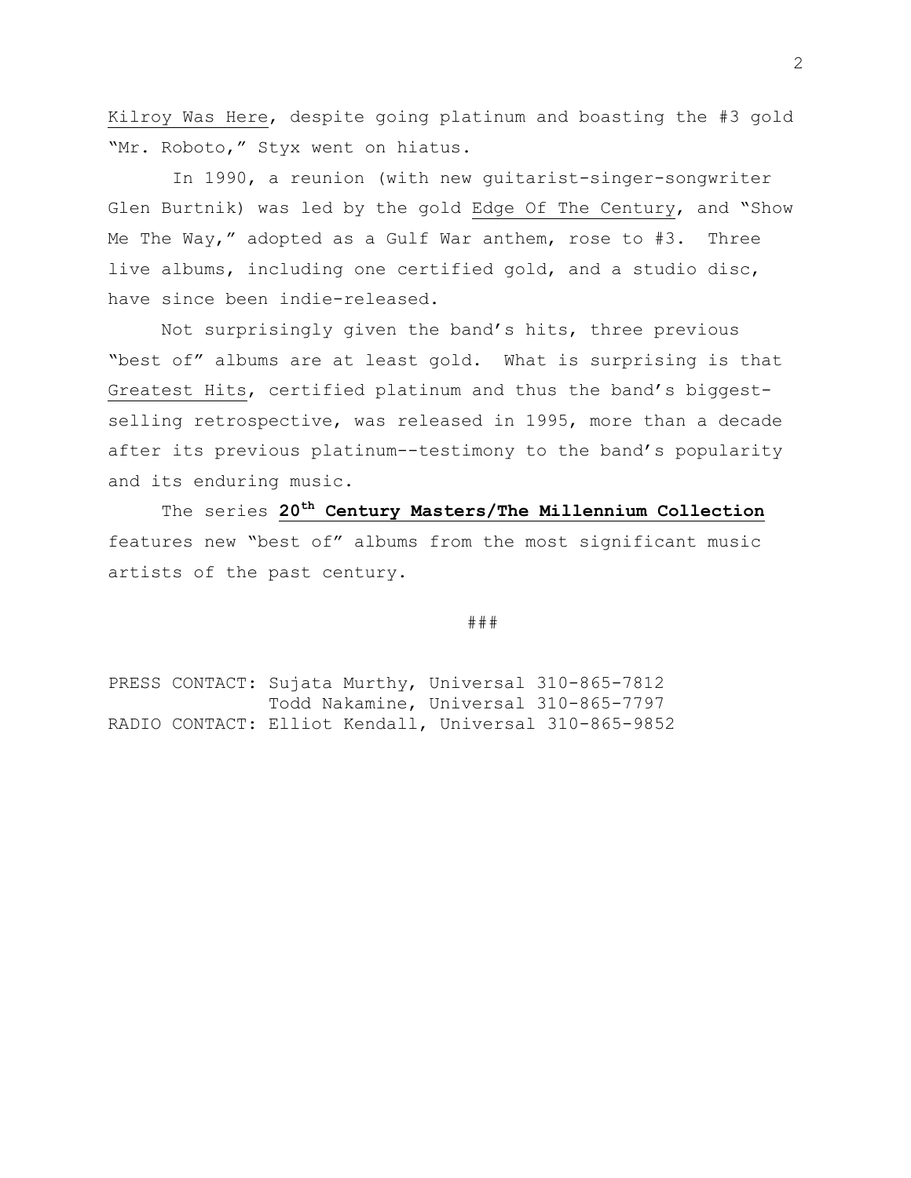Kilroy Was Here, despite going platinum and boasting the #3 gold "Mr. Roboto," Styx went on hiatus.

In 1990, a reunion (with new guitarist-singer-songwriter Glen Burtnik) was led by the gold Edge Of The Century, and "Show Me The Way," adopted as a Gulf War anthem, rose to #3. Three live albums, including one certified gold, and a studio disc, have since been indie-released.

Not surprisingly given the band's hits, three previous "best of" albums are at least gold. What is surprising is that Greatest Hits, certified platinum and thus the band's biggest-selling retrospective, was released in 1995, more than a decade after its previous platinum--testimony to the band's popularity and its enduring music.

The series **20th Century Masters/The Millennium Collection** features new "best of" albums from the most significant music artists of the past century.

###

PRESS CONTACT: Sujata Murthy, Universal 310-865-7812
Todd Nakamine, Universal 310-865-7797
RADIO CONTACT: Elliot Kendall, Universal 310-865-9852